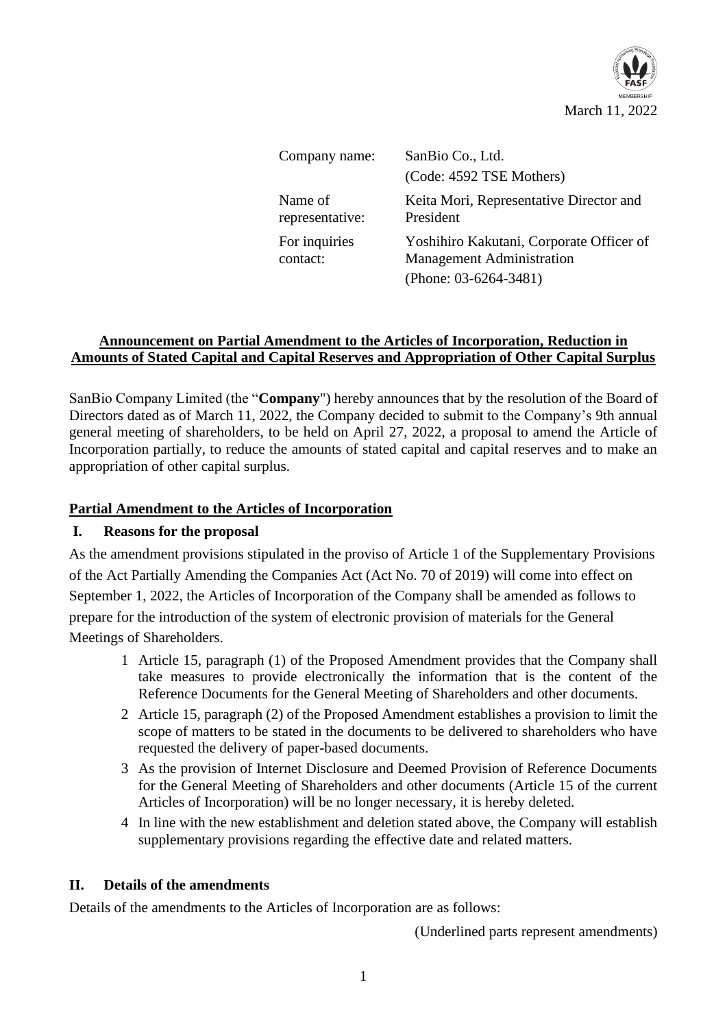March 11, 2022

| | |
|---|---|
| Company name: | SanBio Co., Ltd. (Code: 4592 TSE Mothers) |
| Name of representative: | Keita Mori, Representative Director and President |
| For inquiries contact: | Yoshihiro Kakutani, Corporate Officer of Management Administration (Phone: 03-6264-3481) |

## Announcement on Partial Amendment to the Articles of Incorporation, Reduction in Amounts of Stated Capital and Capital Reserves and Appropriation of Other Capital Surplus

SanBio Company Limited (the "**Company**") hereby announces that by the resolution of the Board of Directors dated as of March 11, 2022, the Company decided to submit to the Company's 9th annual general meeting of shareholders, to be held on April 27, 2022, a proposal to amend the Article of Incorporation partially, to reduce the amounts of stated capital and capital reserves and to make an appropriation of other capital surplus.

## Partial Amendment to the Articles of Incorporation

### I. Reasons for the proposal

As the amendment provisions stipulated in the proviso of Article 1 of the Supplementary Provisions of the Act Partially Amending the Companies Act (Act No. 70 of 2019) will come into effect on September 1, 2022, the Articles of Incorporation of the Company shall be amended as follows to prepare for the introduction of the system of electronic provision of materials for the General Meetings of Shareholders.

1. Article 15, paragraph (1) of the Proposed Amendment provides that the Company shall take measures to provide electronically the information that is the content of the Reference Documents for the General Meeting of Shareholders and other documents.
2. Article 15, paragraph (2) of the Proposed Amendment establishes a provision to limit the scope of matters to be stated in the documents to be delivered to shareholders who have requested the delivery of paper-based documents.
3. As the provision of Internet Disclosure and Deemed Provision of Reference Documents for the General Meeting of Shareholders and other documents (Article 15 of the current Articles of Incorporation) will be no longer necessary, it is hereby deleted.
4. In line with the new establishment and deletion stated above, the Company will establish supplementary provisions regarding the effective date and related matters.

### II. Details of the amendments

Details of the amendments to the Articles of Incorporation are as follows:

(Underlined parts represent amendments)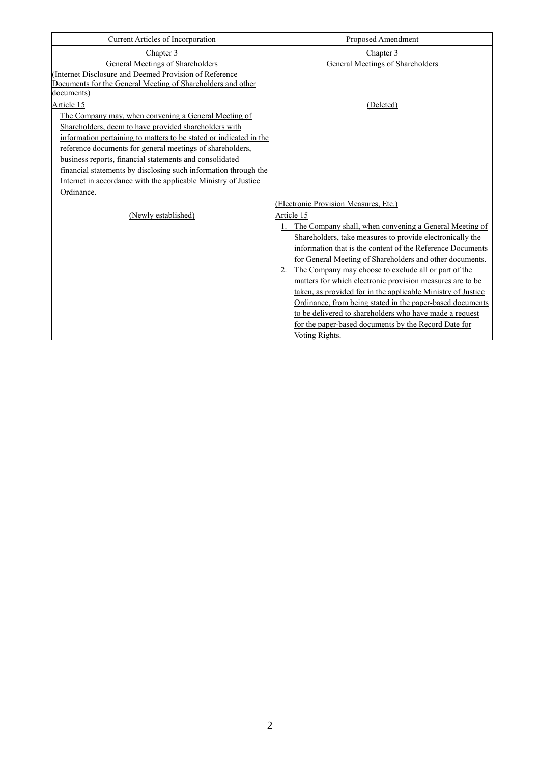| Current Articles of Incorporation | Proposed Amendment |
|---|---|
| Chapter 3<br>General Meetings of Shareholders | Chapter 3<br>General Meetings of Shareholders |
| (Internet Disclosure and Deemed Provision of Reference Documents for the General Meeting of Shareholders and other documents)<br>Article 15<br>The Company may, when convening a General Meeting of Shareholders, deem to have provided shareholders with information pertaining to matters to be stated or indicated in the reference documents for general meetings of shareholders, business reports, financial statements and consolidated financial statements by disclosing such information through the Internet in accordance with the applicable Ministry of Justice Ordinance. | (Deleted) |
| (Newly established) | (Electronic Provision Measures, Etc.)<br>Article 15<br>1. The Company shall, when convening a General Meeting of Shareholders, take measures to provide electronically the information that is the content of the Reference Documents for General Meeting of Shareholders and other documents.<br>2. The Company may choose to exclude all or part of the matters for which electronic provision measures are to be taken, as provided for in the applicable Ministry of Justice Ordinance, from being stated in the paper-based documents to be delivered to shareholders who have made a request for the paper-based documents by the Record Date for Voting Rights. |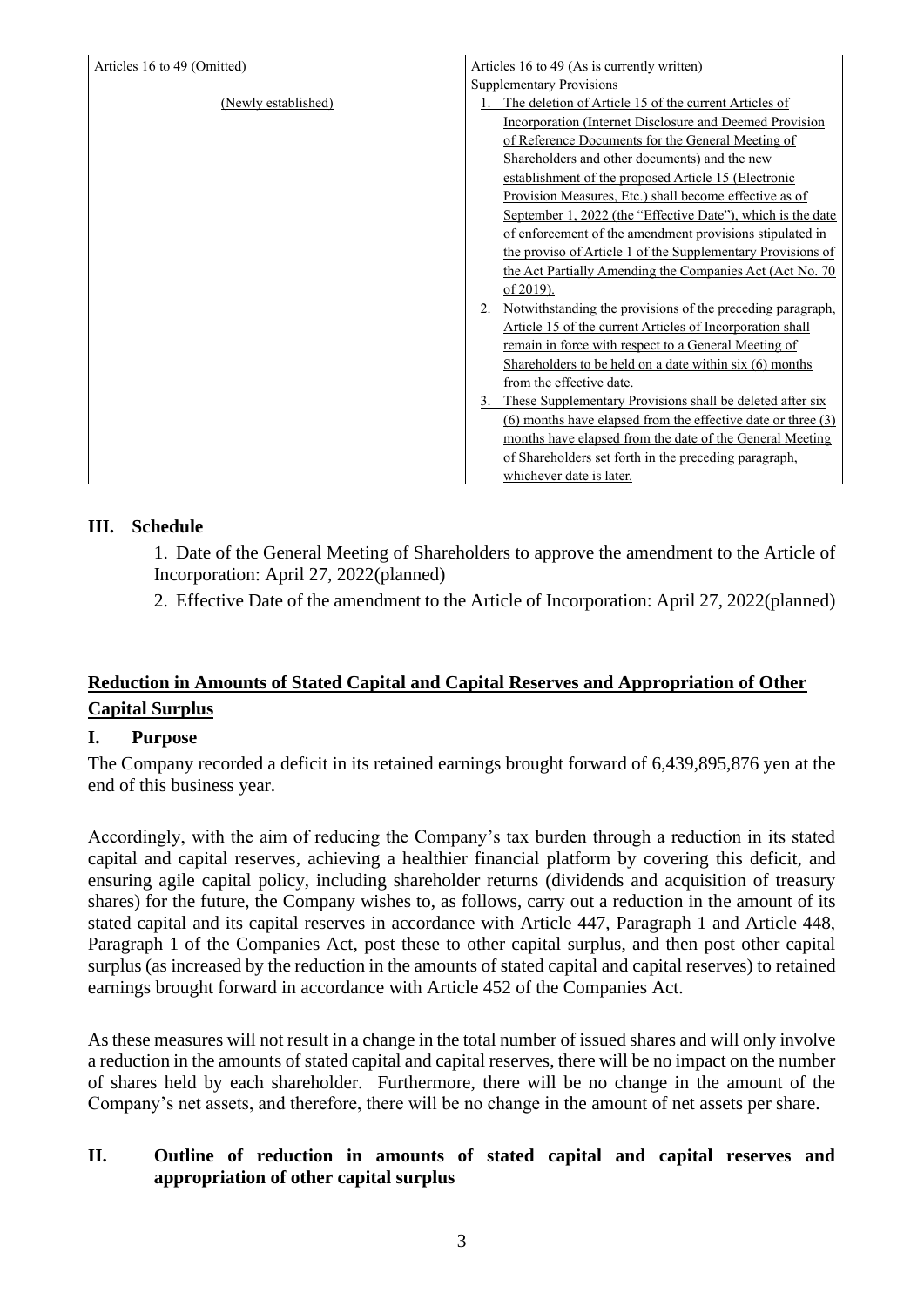| Articles 16 to 49 (Omitted) | Articles 16 to 49 (As is currently written) |
| --- | --- |
| (Newly established) | Supplementary Provisions<br>1. The deletion of Article 15 of the current Articles of Incorporation (Internet Disclosure and Deemed Provision of Reference Documents for the General Meeting of Shareholders and other documents) and the new establishment of the proposed Article 15 (Electronic Provision Measures, Etc.) shall become effective as of September 1, 2022 (the "Effective Date"), which is the date of enforcement of the amendment provisions stipulated in the proviso of Article 1 of the Supplementary Provisions of the Act Partially Amending the Companies Act (Act No. 70 of 2019).<br>2. Notwithstanding the provisions of the preceding paragraph, Article 15 of the current Articles of Incorporation shall remain in force with respect to a General Meeting of Shareholders to be held on a date within six (6) months from the effective date.<br>3. These Supplementary Provisions shall be deleted after six (6) months have elapsed from the effective date or three (3) months have elapsed from the date of the General Meeting of Shareholders set forth in the preceding paragraph, whichever date is later. |

## III. Schedule

1. Date of the General Meeting of Shareholders to approve the amendment to the Article of Incorporation: April 27, 2022(planned)

2. Effective Date of the amendment to the Article of Incorporation: April 27, 2022(planned)

## Reduction in Amounts of Stated Capital and Capital Reserves and Appropriation of Other Capital Surplus

### I. Purpose

The Company recorded a deficit in its retained earnings brought forward of 6,439,895,876 yen at the end of this business year.

Accordingly, with the aim of reducing the Company's tax burden through a reduction in its stated capital and capital reserves, achieving a healthier financial platform by covering this deficit, and ensuring agile capital policy, including shareholder returns (dividends and acquisition of treasury shares) for the future, the Company wishes to, as follows, carry out a reduction in the amount of its stated capital and its capital reserves in accordance with Article 447, Paragraph 1 and Article 448, Paragraph 1 of the Companies Act, post these to other capital surplus, and then post other capital surplus (as increased by the reduction in the amounts of stated capital and capital reserves) to retained earnings brought forward in accordance with Article 452 of the Companies Act.

As these measures will not result in a change in the total number of issued shares and will only involve a reduction in the amounts of stated capital and capital reserves, there will be no impact on the number of shares held by each shareholder. Furthermore, there will be no change in the amount of the Company's net assets, and therefore, there will be no change in the amount of net assets per share.

### II. Outline of reduction in amounts of stated capital and capital reserves and appropriation of other capital surplus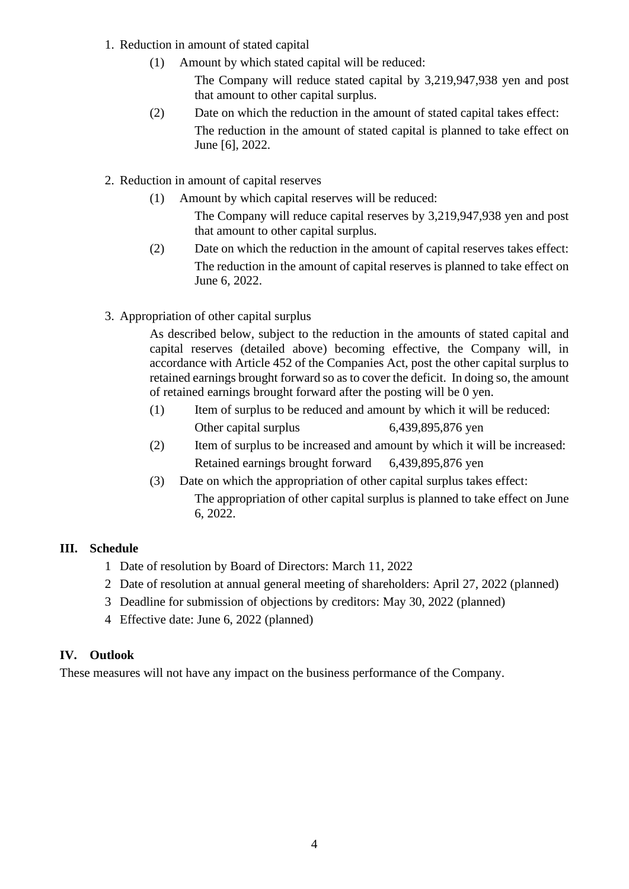1. Reduction in amount of stated capital
   (1) Amount by which stated capital will be reduced:
       The Company will reduce stated capital by 3,219,947,938 yen and post that amount to other capital surplus.
   (2) Date on which the reduction in the amount of stated capital takes effect:
       The reduction in the amount of stated capital is planned to take effect on June [6], 2022.

2. Reduction in amount of capital reserves
   (1) Amount by which capital reserves will be reduced:
       The Company will reduce capital reserves by 3,219,947,938 yen and post that amount to other capital surplus.
   (2) Date on which the reduction in the amount of capital reserves takes effect:
       The reduction in the amount of capital reserves is planned to take effect on June 6, 2022.

3. Appropriation of other capital surplus
   As described below, subject to the reduction in the amounts of stated capital and capital reserves (detailed above) becoming effective, the Company will, in accordance with Article 452 of the Companies Act, post the other capital surplus to retained earnings brought forward so as to cover the deficit. In doing so, the amount of retained earnings brought forward after the posting will be 0 yen.
   (1) Item of surplus to be reduced and amount by which it will be reduced:
       Other capital surplus 6,439,895,876 yen
   (2) Item of surplus to be increased and amount by which it will be increased:
       Retained earnings brought forward 6,439,895,876 yen
   (3) Date on which the appropriation of other capital surplus takes effect:
       The appropriation of other capital surplus is planned to take effect on June 6, 2022.

## III. Schedule

1 Date of resolution by Board of Directors: March 11, 2022
2 Date of resolution at annual general meeting of shareholders: April 27, 2022 (planned)
3 Deadline for submission of objections by creditors: May 30, 2022 (planned)
4 Effective date: June 6, 2022 (planned)

## IV. Outlook

These measures will not have any impact on the business performance of the Company.